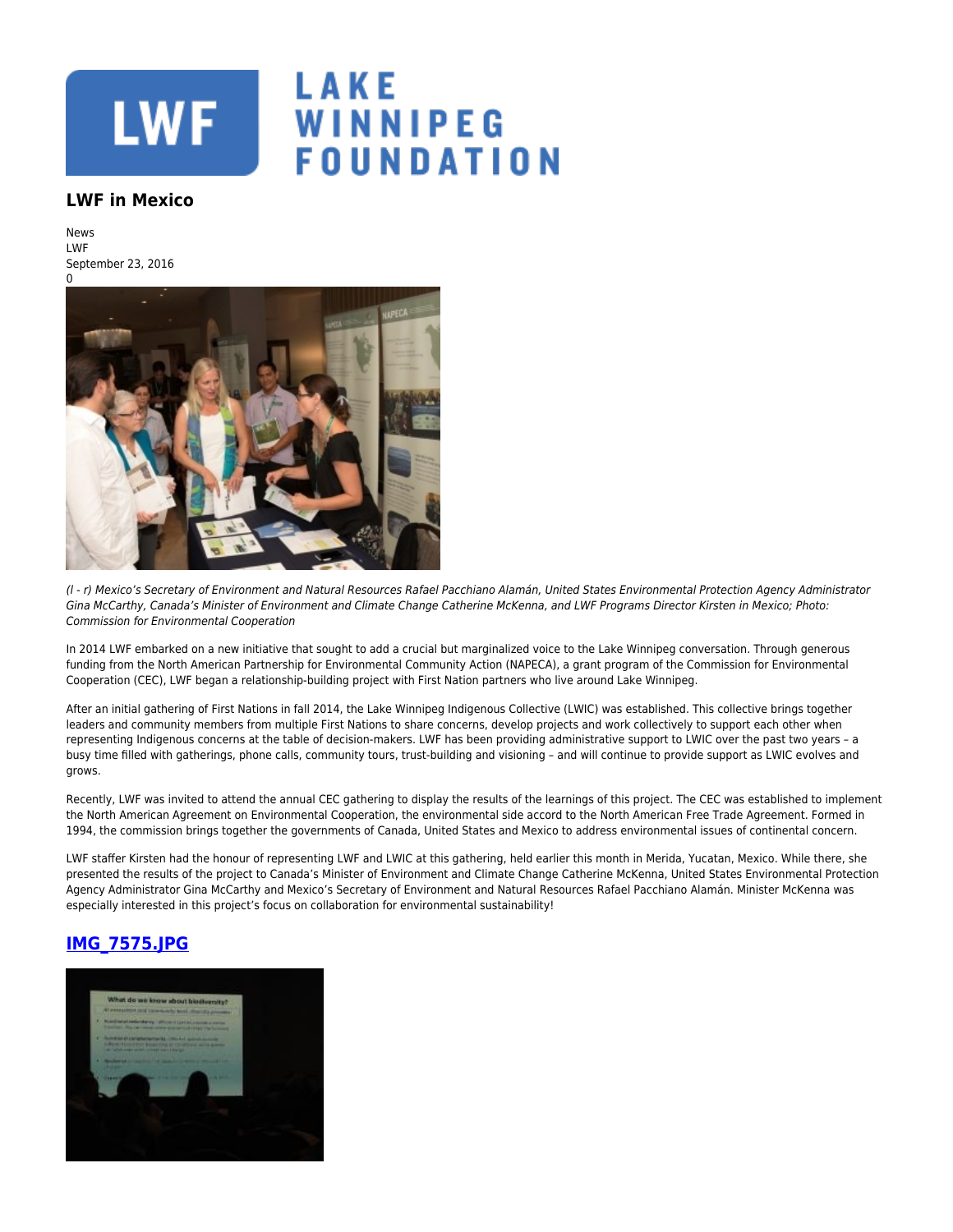## LWF in Mexico

News
LWF
September 23, 2016
0

*(l - r) Mexico's Secretary of Environment and Natural Resources Rafael Pacchiano Alamán, United States Environmental Protection Agency Administrator Gina McCarthy, Canada's Minister of Environment and Climate Change Catherine McKenna, and LWF Programs Director Kirsten in Mexico; Photo: Commission for Environmental Cooperation*

In 2014 LWF embarked on a new initiative that sought to add a crucial but marginalized voice to the Lake Winnipeg conversation. Through generous funding from the North American Partnership for Environmental Community Action (NAPECA), a grant program of the Commission for Environmental Cooperation (CEC), LWF began a relationship-building project with First Nation partners who live around Lake Winnipeg.

After an initial gathering of First Nations in fall 2014, the Lake Winnipeg Indigenous Collective (LWIC) was established. This collective brings together leaders and community members from multiple First Nations to share concerns, develop projects and work collectively to support each other when representing Indigenous concerns at the table of decision-makers. LWF has been providing administrative support to LWIC over the past two years – a busy time filled with gatherings, phone calls, community tours, trust-building and visioning – and will continue to provide support as LWIC evolves and grows.

Recently, LWF was invited to attend the annual CEC gathering to display the results of the learnings of this project. The CEC was established to implement the North American Agreement on Environmental Cooperation, the environmental side accord to the North American Free Trade Agreement. Formed in 1994, the commission brings together the governments of Canada, United States and Mexico to address environmental issues of continental concern.

LWF staffer Kirsten had the honour of representing LWF and LWIC at this gathering, held earlier this month in Merida, Yucatan, Mexico. While there, she presented the results of the project to Canada's Minister of Environment and Climate Change Catherine McKenna, United States Environmental Protection Agency Administrator Gina McCarthy and Mexico's Secretary of Environment and Natural Resources Rafael Pacchiano Alamán. Minister McKenna was especially interested in this project's focus on collaboration for environmental sustainability!

## IMG_7575.JPG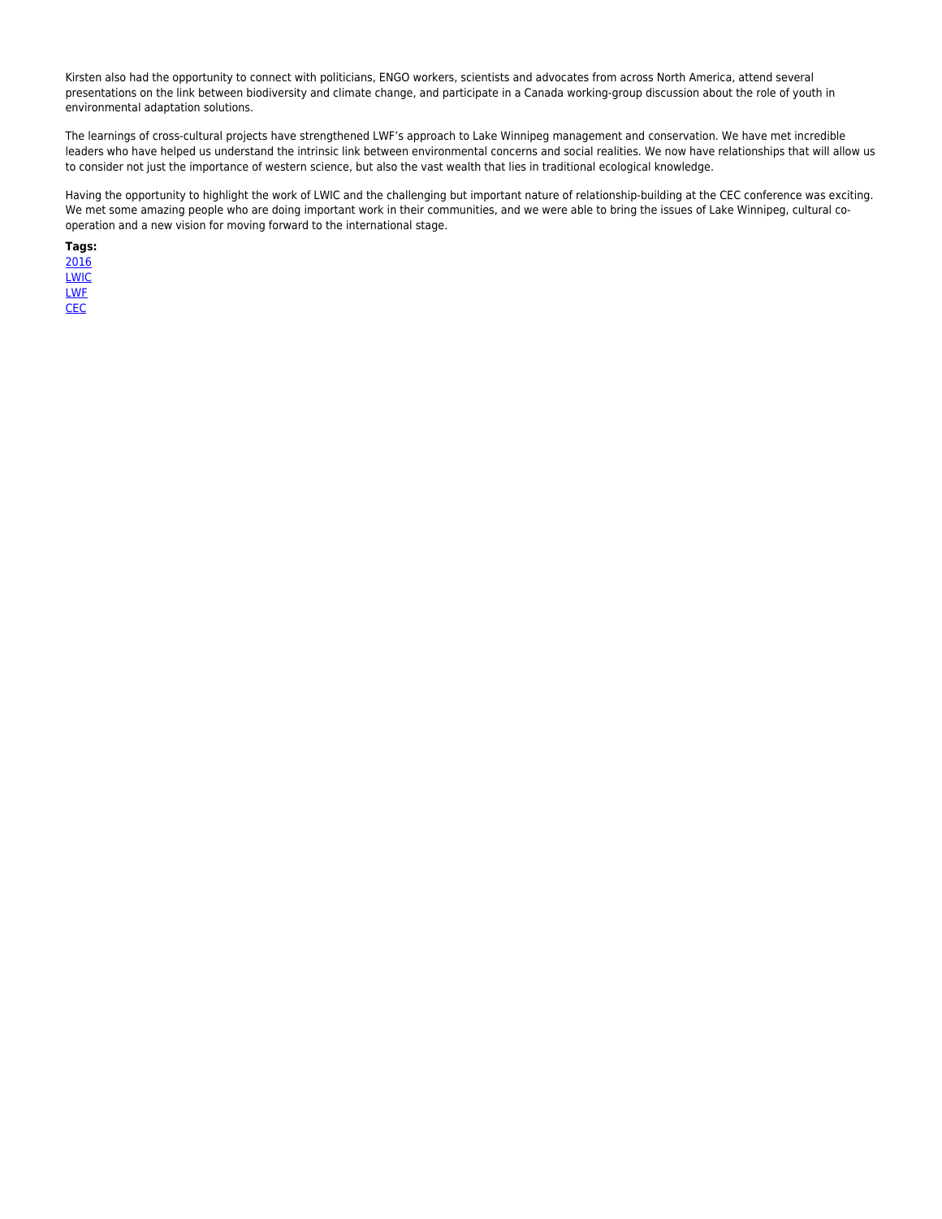Kirsten also had the opportunity to connect with politicians, ENGO workers, scientists and advocates from across North America, attend several presentations on the link between biodiversity and climate change, and participate in a Canada working-group discussion about the role of youth in environmental adaptation solutions.

The learnings of cross-cultural projects have strengthened LWF's approach to Lake Winnipeg management and conservation. We have met incredible leaders who have helped us understand the intrinsic link between environmental concerns and social realities. We now have relationships that will allow us to consider not just the importance of western science, but also the vast wealth that lies in traditional ecological knowledge.

Having the opportunity to highlight the work of LWIC and the challenging but important nature of relationship-building at the CEC conference was exciting. We met some amazing people who are doing important work in their communities, and we were able to bring the issues of Lake Winnipeg, cultural co-operation and a new vision for moving forward to the international stage.

**Tags:**
2016
LWIC
LWF
CEC